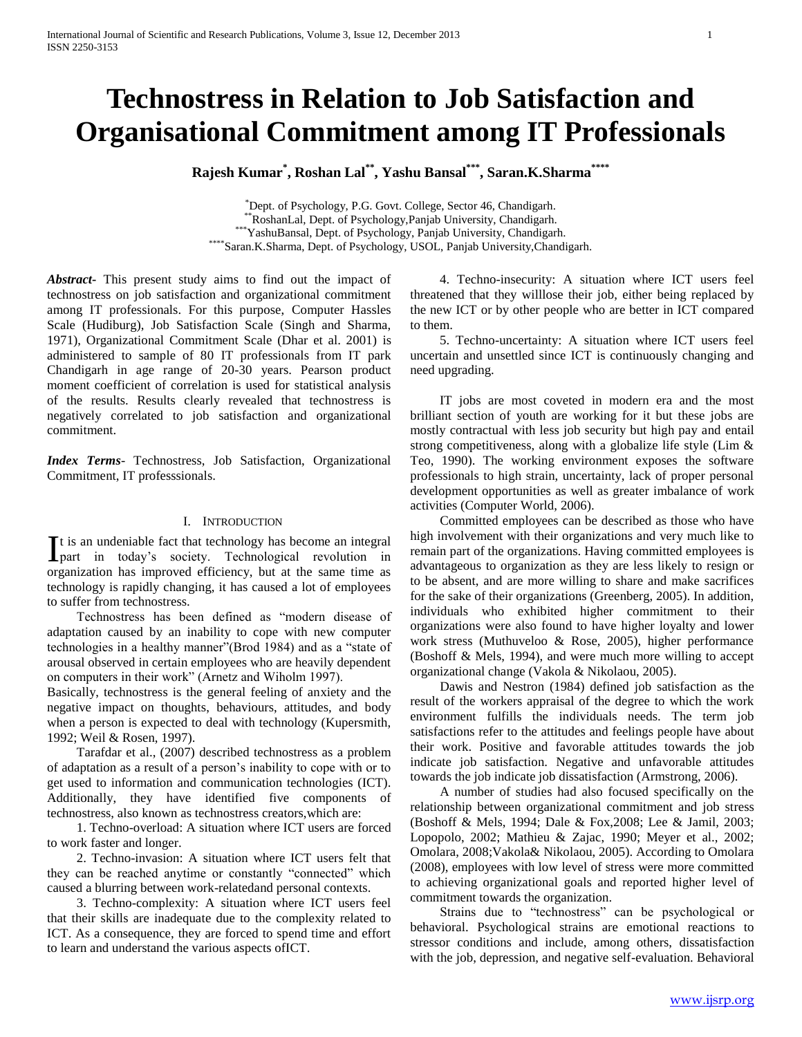# Technostress in Relation to Job Satisfaction and Organisational Commitment among IT Professionals

**Rajesh Kumar[*], Roshan Lal[**], Yashu Bansal[***], Saran.K.Sharma[****]**

[*]Dept. of Psychology, P.G. Govt. College, Sector 46, Chandigarh.
[**]RoshanLal, Dept. of Psychology,Panjab University, Chandigarh.
[***]YashuBansal, Dept. of Psychology, Panjab University, Chandigarh.
[****]Saran.K.Sharma, Dept. of Psychology, USOL, Panjab University,Chandigarh.

***Abstract***- This present study aims to find out the impact of technostress on job satisfaction and organizational commitment among IT professionals. For this purpose, Computer Hassles Scale (Hudiburg), Job Satisfaction Scale (Singh and Sharma, 1971), Organizational Commitment Scale (Dhar et al. 2001) is administered to sample of 80 IT professionals from IT park Chandigarh in age range of 20-30 years. Pearson product moment coefficient of correlation is used for statistical analysis of the results. Results clearly revealed that technostress is negatively correlated to job satisfaction and organizational commitment.

***Index Terms***- Technostress, Job Satisfaction, Organizational Commitment, IT professsionals.

## I. Introduction

It is an undeniable fact that technology has become an integral part in today's society. Technological revolution in organization has improved efficiency, but at the same time as technology is rapidly changing, it has caused a lot of employees to suffer from technostress.

Technostress has been defined as "modern disease of adaptation caused by an inability to cope with new computer technologies in a healthy manner"(Brod 1984) and as a "state of arousal observed in certain employees who are heavily dependent on computers in their work" (Arnetz and Wiholm 1997).

Basically, technostress is the general feeling of anxiety and the negative impact on thoughts, behaviours, attitudes, and body when a person is expected to deal with technology (Kupersmith, 1992; Weil & Rosen, 1997).

Tarafdar et al., (2007) described technostress as a problem of adaptation as a result of a person's inability to cope with or to get used to information and communication technologies (ICT). Additionally, they have identified five components of technostress, also known as technostress creators,which are:

1. Techno-overload: A situation where ICT users are forced to work faster and longer.
2. Techno-invasion: A situation where ICT users felt that they can be reached anytime or constantly "connected" which caused a blurring between work-relatedand personal contexts.
3. Techno-complexity: A situation where ICT users feel that their skills are inadequate due to the complexity related to ICT. As a consequence, they are forced to spend time and effort to learn and understand the various aspects ofICT.
4. Techno-insecurity: A situation where ICT users feel threatened that they willlose their job, either being replaced by the new ICT or by other people who are better in ICT compared to them.
5. Techno-uncertainty: A situation where ICT users feel uncertain and unsettled since ICT is continuously changing and need upgrading.

IT jobs are most coveted in modern era and the most brilliant section of youth are working for it but these jobs are mostly contractual with less job security but high pay and entail strong competitiveness, along with a globalize life style (Lim & Teo, 1990). The working environment exposes the software professionals to high strain, uncertainty, lack of proper personal development opportunities as well as greater imbalance of work activities (Computer World, 2006).

Committed employees can be described as those who have high involvement with their organizations and very much like to remain part of the organizations. Having committed employees is advantageous to organization as they are less likely to resign or to be absent, and are more willing to share and make sacrifices for the sake of their organizations (Greenberg, 2005). In addition, individuals who exhibited higher commitment to their organizations were also found to have higher loyalty and lower work stress (Muthuveloo & Rose, 2005), higher performance (Boshoff & Mels, 1994), and were much more willing to accept organizational change (Vakola & Nikolaou, 2005).

Dawis and Nestron (1984) defined job satisfaction as the result of the workers appraisal of the degree to which the work environment fulfills the individuals needs. The term job satisfactions refer to the attitudes and feelings people have about their work. Positive and favorable attitudes towards the job indicate job satisfaction. Negative and unfavorable attitudes towards the job indicate job dissatisfaction (Armstrong, 2006).

A number of studies had also focused specifically on the relationship between organizational commitment and job stress (Boshoff & Mels, 1994; Dale & Fox,2008; Lee & Jamil, 2003; Lopopolo, 2002; Mathieu & Zajac, 1990; Meyer et al., 2002; Omolara, 2008;Vakola& Nikolaou, 2005). According to Omolara (2008), employees with low level of stress were more committed to achieving organizational goals and reported higher level of commitment towards the organization.

Strains due to "technostress" can be psychological or behavioral. Psychological strains are emotional reactions to stressor conditions and include, among others, dissatisfaction with the job, depression, and negative self-evaluation. Behavioral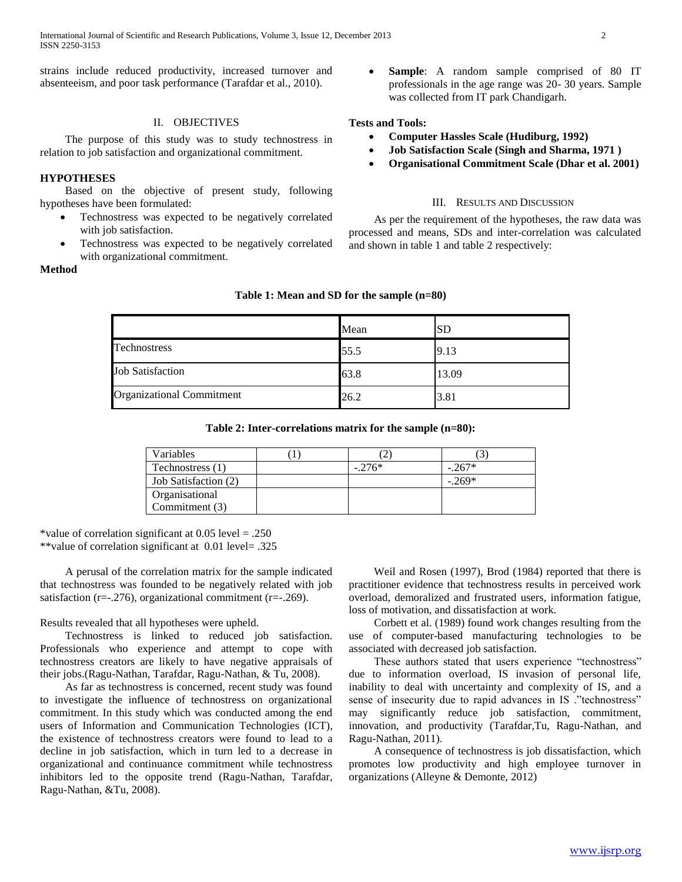strains include reduced productivity, increased turnover and absenteeism, and poor task performance (Tarafdar et al., 2010).

## II. OBJECTIVES

The purpose of this study was to study technostress in relation to job satisfaction and organizational commitment.

### HYPOTHESES

Based on the objective of present study, following hypotheses have been formulated:

- Technostress was expected to be negatively correlated with job satisfaction.
- Technostress was expected to be negatively correlated with organizational commitment.

### Method

- **Sample**: A random sample comprised of 80 IT professionals in the age range was 20- 30 years. Sample was collected from IT park Chandigarh.

**Tests and Tools:**

- **Computer Hassles Scale (Hudiburg, 1992)**
- **Job Satisfaction Scale (Singh and Sharma, 1971 )**
- **Organisational Commitment Scale (Dhar et al. 2001)**

## III. RESULTS AND DISCUSSION

As per the requirement of the hypotheses, the raw data was processed and means, SDs and inter-correlation was calculated and shown in table 1 and table 2 respectively:

**Table 1: Mean and SD for the sample (n=80)**

| | Mean | SD |
|---|---|---|
| Technostress | 55.5 | 9.13 |
| Job Satisfaction | 63.8 | 13.09 |
| Organizational Commitment | 26.2 | 3.81 |

**Table 2: Inter-correlations matrix for the sample (n=80):**

| Variables | (1) | (2) | (3) |
|---|---|---|---|
| Technostress (1) | | -.276* | -.267* |
| Job Satisfaction (2) | | | -.269* |
| Organisational Commitment (3) | | | |

*value of correlation significant at 0.05 level = .250
**value of correlation significant at 0.01 level= .325

A perusal of the correlation matrix for the sample indicated that technostress was founded to be negatively related with job satisfaction (r=-.276), organizational commitment (r=-.269).

Results revealed that all hypotheses were upheld.

Technostress is linked to reduced job satisfaction. Professionals who experience and attempt to cope with technostress creators are likely to have negative appraisals of their jobs.(Ragu-Nathan, Tarafdar, Ragu-Nathan, & Tu, 2008).

As far as technostress is concerned, recent study was found to investigate the influence of technostress on organizational commitment. In this study which was conducted among the end users of Information and Communication Technologies (ICT), the existence of technostress creators were found to lead to a decline in job satisfaction, which in turn led to a decrease in organizational and continuance commitment while technostress inhibitors led to the opposite trend (Ragu-Nathan, Tarafdar, Ragu-Nathan, &Tu, 2008).

Weil and Rosen (1997), Brod (1984) reported that there is practitioner evidence that technostress results in perceived work overload, demoralized and frustrated users, information fatigue, loss of motivation, and dissatisfaction at work.

Corbett et al. (1989) found work changes resulting from the use of computer-based manufacturing technologies to be associated with decreased job satisfaction.

These authors stated that users experience "technostress" due to information overload, IS invasion of personal life, inability to deal with uncertainty and complexity of IS, and a sense of insecurity due to rapid advances in IS ."technostress" may significantly reduce job satisfaction, commitment, innovation, and productivity (Tarafdar,Tu, Ragu-Nathan, and Ragu-Nathan, 2011).

A consequence of technostress is job dissatisfaction, which promotes low productivity and high employee turnover in organizations (Alleyne & Demonte, 2012)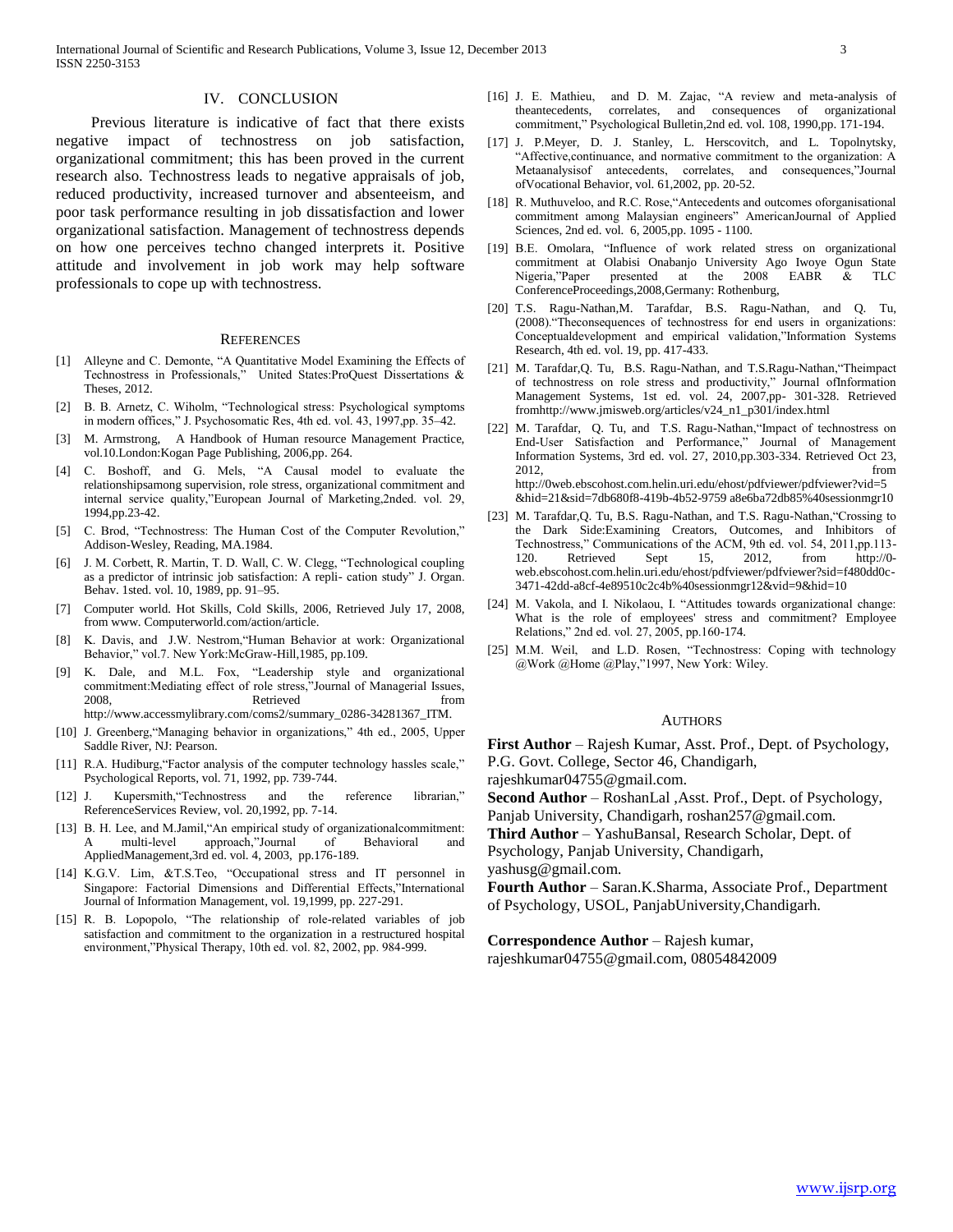## IV. CONCLUSION

Previous literature is indicative of fact that there exists negative impact of technostress on job satisfaction, organizational commitment; this has been proved in the current research also. Technostress leads to negative appraisals of job, reduced productivity, increased turnover and absenteeism, and poor task performance resulting in job dissatisfaction and lower organizational satisfaction. Management of technostress depends on how one perceives techno changed interprets it. Positive attitude and involvement in job work may help software professionals to cope up with technostress.

## REFERENCES

[1] Alleyne and C. Demonte, "A Quantitative Model Examining the Effects of Technostress in Professionals," United States:ProQuest Dissertations & Theses, 2012.

[2] B. B. Arnetz, C. Wiholm, "Technological stress: Psychological symptoms in modern offices," J. Psychosomatic Res, 4th ed. vol. 43, 1997,pp. 35–42.

[3] M. Armstrong, A Handbook of Human resource Management Practice, vol.10.London:Kogan Page Publishing, 2006,pp. 264.

[4] C. Boshoff, and G. Mels, "A Causal model to evaluate the relationshipsamong supervision, role stress, organizational commitment and internal service quality,"European Journal of Marketing,2nded. vol. 29, 1994,pp.23-42.

[5] C. Brod, "Technostress: The Human Cost of the Computer Revolution," Addison-Wesley, Reading, MA.1984.

[6] J. M. Corbett, R. Martin, T. D. Wall, C. W. Clegg, "Technological coupling as a predictor of intrinsic job satisfaction: A repli- cation study" J. Organ. Behav. 1sted. vol. 10, 1989, pp. 91–95.

[7] Computer world. Hot Skills, Cold Skills, 2006, Retrieved July 17, 2008, from www. Computerworld.com/action/article.

[8] K. Davis, and J.W. Nestrom,"Human Behavior at work: Organizational Behavior," vol.7. New York:McGraw-Hill,1985, pp.109.

[9] K. Dale, and M.L. Fox, "Leadership style and organizational commitment:Mediating effect of role stress,"Journal of Managerial Issues, 2008, Retrieved from http://www.accessmylibrary.com/coms2/summary_0286-34281367_ITM.

[10] J. Greenberg,"Managing behavior in organizations," 4th ed., 2005, Upper Saddle River, NJ: Pearson.

[11] R.A. Hudiburg,"Factor analysis of the computer technology hassles scale," Psychological Reports, vol. 71, 1992, pp. 739-744.

[12] J. Kupersmith,"Technostress and the reference librarian," ReferenceServices Review, vol. 20,1992, pp. 7-14.

[13] B. H. Lee, and M.Jamil,"An empirical study of organizationalcommitment: A multi-level approach,"Journal of Behavioral and AppliedManagement,3rd ed. vol. 4, 2003, pp.176-189.

[14] K.G.V. Lim, &T.S.Teo, "Occupational stress and IT personnel in Singapore: Factorial Dimensions and Differential Effects,"International Journal of Information Management, vol. 19,1999, pp. 227-291.

[15] R. B. Lopopolo, "The relationship of role-related variables of job satisfaction and commitment to the organization in a restructured hospital environment,"Physical Therapy, 10th ed. vol. 82, 2002, pp. 984-999.

[16] J. E. Mathieu, and D. M. Zajac, "A review and meta-analysis of theantecedents, correlates, and consequences of organizational commitment," Psychological Bulletin,2nd ed. vol. 108, 1990,pp. 171-194.

[17] J. P.Meyer, D. J. Stanley, L. Herscovitch, and L. Topolnytsky, "Affective,continuance, and normative commitment to the organization: A Metaanalysisof antecedents, correlates, and consequences,"Journal ofVocational Behavior, vol. 61,2002, pp. 20-52.

[18] R. Muthuveloo, and R.C. Rose,"Antecedents and outcomes oforganisational commitment among Malaysian engineers" AmericanJournal of Applied Sciences, 2nd ed. vol. 6, 2005,pp. 1095 - 1100.

[19] B.E. Omolara, "Influence of work related stress on organizational commitment at Olabisi Onabanjo University Ago Iwoye Ogun State Nigeria,"Paper presented at the 2008 EABR & TLC ConferenceProceedings,2008,Germany: Rothenburg,

[20] T.S. Ragu-Nathan,M. Tarafdar, B.S. Ragu-Nathan, and Q. Tu, (2008)."Theconsequences of technostress for end users in organizations: Conceptualdevelopment and empirical validation,"Information Systems Research, 4th ed. vol. 19, pp. 417-433.

[21] M. Tarafdar,Q. Tu, B.S. Ragu-Nathan, and T.S.Ragu-Nathan,"Theimpact of technostress on role stress and productivity," Journal ofInformation Management Systems, 1st ed. vol. 24, 2007,pp- 301-328. Retrieved fromhttp://www.jmisweb.org/articles/v24_n1_p301/index.html

[22] M. Tarafdar, Q. Tu, and T.S. Ragu-Nathan,"Impact of technostress on End-User Satisfaction and Performance," Journal of Management Information Systems, 3rd ed. vol. 27, 2010,pp.303-334. Retrieved Oct 23, 2012, from http://0web.ebscohost.com.helin.uri.edu/ehost/pdfviewer/pdfviewer?vid=5 &hid=21&sid=7db680f8-419b-4b52-9759 a8e6ba72db85%40sessionmgr10

[23] M. Tarafdar,Q. Tu, B.S. Ragu-Nathan, and T.S. Ragu-Nathan,"Crossing to the Dark Side:Examining Creators, Outcomes, and Inhibitors of Technostress," Communications of the ACM, 9th ed. vol. 54, 2011,pp.113-120. Retrieved Sept 15, 2012, from http://0-web.ebscohost.com.helin.uri.edu/ehost/pdfviewer/pdfviewer?sid=f480dd0c-3471-42dd-a8cf-4e89510c2c4b%40sessionmgr12&vid=9&hid=10

[24] M. Vakola, and I. Nikolaou, I. "Attitudes towards organizational change: What is the role of employees' stress and commitment? Employee Relations," 2nd ed. vol. 27, 2005, pp.160-174.

[25] M.M. Weil, and L.D. Rosen, "Technostress: Coping with technology @Work @Home @Play,"1997, New York: Wiley.

## AUTHORS

**First Author** – Rajesh Kumar, Asst. Prof., Dept. of Psychology, P.G. Govt. College, Sector 46, Chandigarh, rajeshkumar04755@gmail.com.

**Second Author** – RoshanLal ,Asst. Prof., Dept. of Psychology, Panjab University, Chandigarh, roshan257@gmail.com.

**Third Author** – YashuBansal, Research Scholar, Dept. of Psychology, Panjab University, Chandigarh, yashusg@gmail.com.

**Fourth Author** – Saran.K.Sharma, Associate Prof., Department of Psychology, USOL, PanjabUniversity,Chandigarh.

**Correspondence Author** – Rajesh kumar, rajeshkumar04755@gmail.com, 08054842009